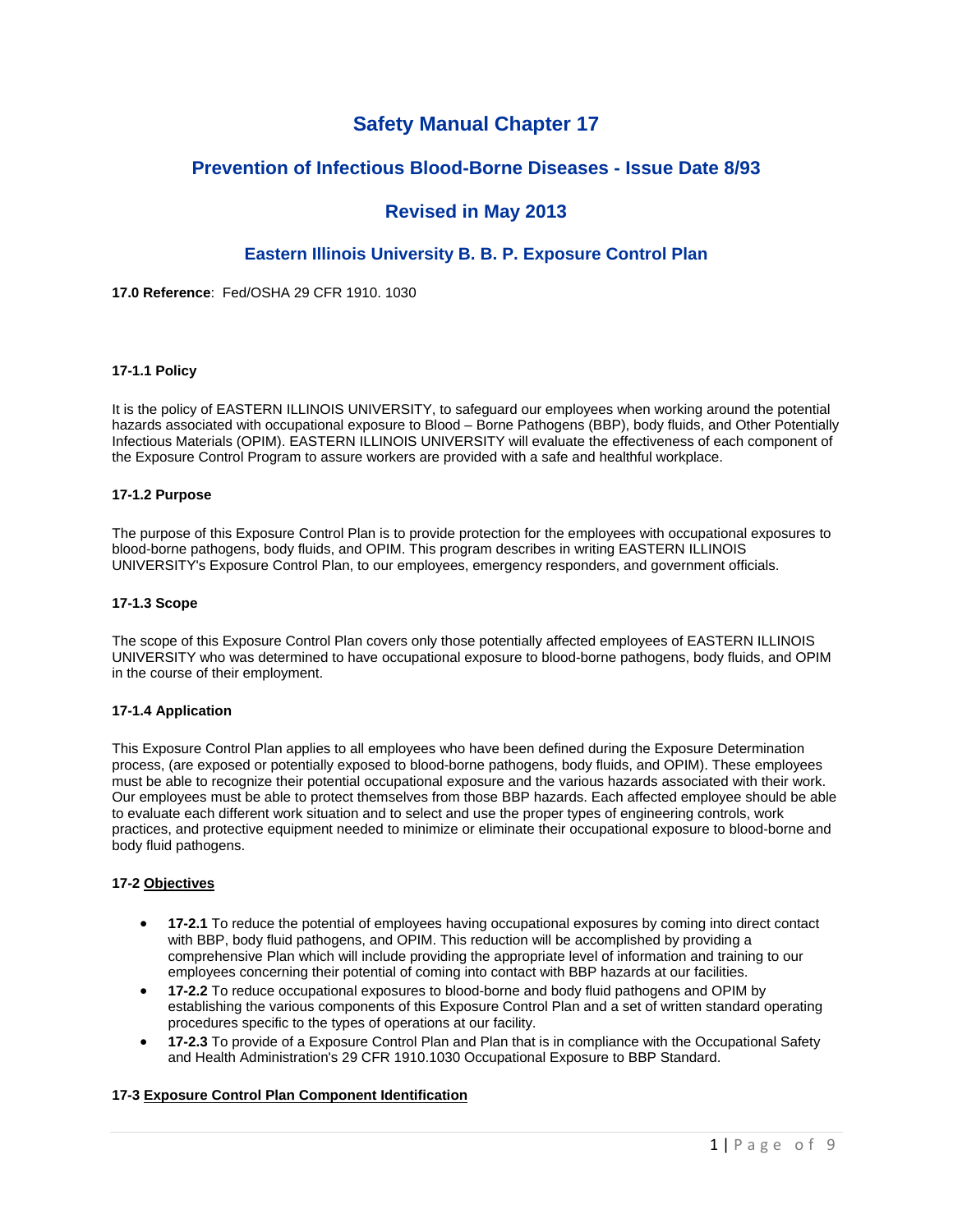# Safety Manual Chapter 17

## Prevention of Infectious Blood-Borne Diseases - Issue Date 8/93

## Revised in May 2013

### Eastern Illinois University B. B. P. Exposure Control Plan

**17.0 Reference**: Fed/OSHA 29 CFR 1910. 1030

**17-1.1 Policy**

It is the policy of EASTERN ILLINOIS UNIVERSITY, to safeguard our employees when working around the potential hazards associated with occupational exposure to Blood – Borne Pathogens (BBP), body fluids, and Other Potentially Infectious Materials (OPIM). EASTERN ILLINOIS UNIVERSITY will evaluate the effectiveness of each component of the Exposure Control Program to assure workers are provided with a safe and healthful workplace.

**17-1.2 Purpose**

The purpose of this Exposure Control Plan is to provide protection for the employees with occupational exposures to blood-borne pathogens, body fluids, and OPIM. This program describes in writing EASTERN ILLINOIS UNIVERSITY's Exposure Control Plan, to our employees, emergency responders, and government officials.

**17-1.3 Scope**

The scope of this Exposure Control Plan covers only those potentially affected employees of EASTERN ILLINOIS UNIVERSITY who was determined to have occupational exposure to blood-borne pathogens, body fluids, and OPIM in the course of their employment.

**17-1.4 Application**

This Exposure Control Plan applies to all employees who have been defined during the Exposure Determination process, (are exposed or potentially exposed to blood-borne pathogens, body fluids, and OPIM). These employees must be able to recognize their potential occupational exposure and the various hazards associated with their work. Our employees must be able to protect themselves from those BBP hazards. Each affected employee should be able to evaluate each different work situation and to select and use the proper types of engineering controls, work practices, and protective equipment needed to minimize or eliminate their occupational exposure to blood-borne and body fluid pathogens.

**17-2 Objectives**

- **17-2.1** To reduce the potential of employees having occupational exposures by coming into direct contact with BBP, body fluid pathogens, and OPIM. This reduction will be accomplished by providing a comprehensive Plan which will include providing the appropriate level of information and training to our employees concerning their potential of coming into contact with BBP hazards at our facilities.
- **17-2.2** To reduce occupational exposures to blood-borne and body fluid pathogens and OPIM by establishing the various components of this Exposure Control Plan and a set of written standard operating procedures specific to the types of operations at our facility.
- **17-2.3** To provide of a Exposure Control Plan and Plan that is in compliance with the Occupational Safety and Health Administration's 29 CFR 1910.1030 Occupational Exposure to BBP Standard.

**17-3 Exposure Control Plan Component Identification**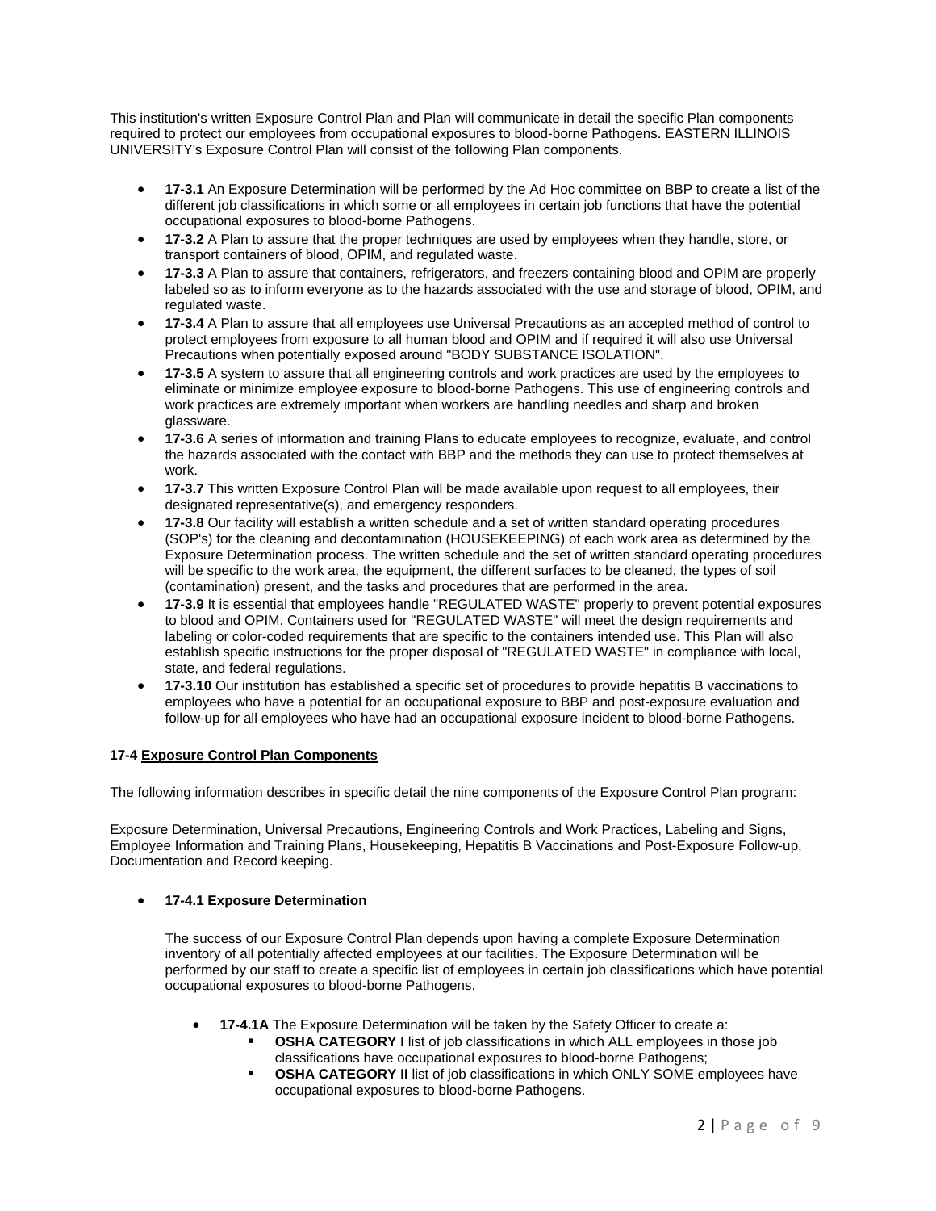This institution's written Exposure Control Plan and Plan will communicate in detail the specific Plan components required to protect our employees from occupational exposures to blood-borne Pathogens. EASTERN ILLINOIS UNIVERSITY's Exposure Control Plan will consist of the following Plan components.

- **17-3.1** An Exposure Determination will be performed by the Ad Hoc committee on BBP to create a list of the different job classifications in which some or all employees in certain job functions that have the potential occupational exposures to blood-borne Pathogens.
- **17-3.2** A Plan to assure that the proper techniques are used by employees when they handle, store, or transport containers of blood, OPIM, and regulated waste.
- **17-3.3** A Plan to assure that containers, refrigerators, and freezers containing blood and OPIM are properly labeled so as to inform everyone as to the hazards associated with the use and storage of blood, OPIM, and regulated waste.
- **17-3.4** A Plan to assure that all employees use Universal Precautions as an accepted method of control to protect employees from exposure to all human blood and OPIM and if required it will also use Universal Precautions when potentially exposed around "BODY SUBSTANCE ISOLATION".
- **17-3.5** A system to assure that all engineering controls and work practices are used by the employees to eliminate or minimize employee exposure to blood-borne Pathogens. This use of engineering controls and work practices are extremely important when workers are handling needles and sharp and broken glassware.
- **17-3.6** A series of information and training Plans to educate employees to recognize, evaluate, and control the hazards associated with the contact with BBP and the methods they can use to protect themselves at work.
- **17-3.7** This written Exposure Control Plan will be made available upon request to all employees, their designated representative(s), and emergency responders.
- **17-3.8** Our facility will establish a written schedule and a set of written standard operating procedures (SOP's) for the cleaning and decontamination (HOUSEKEEPING) of each work area as determined by the Exposure Determination process. The written schedule and the set of written standard operating procedures will be specific to the work area, the equipment, the different surfaces to be cleaned, the types of soil (contamination) present, and the tasks and procedures that are performed in the area.
- **17-3.9** It is essential that employees handle "REGULATED WASTE" properly to prevent potential exposures to blood and OPIM. Containers used for "REGULATED WASTE" will meet the design requirements and labeling or color-coded requirements that are specific to the containers intended use. This Plan will also establish specific instructions for the proper disposal of "REGULATED WASTE" in compliance with local, state, and federal regulations.
- **17-3.10** Our institution has established a specific set of procedures to provide hepatitis B vaccinations to employees who have a potential for an occupational exposure to BBP and post-exposure evaluation and follow-up for all employees who have had an occupational exposure incident to blood-borne Pathogens.

**17-4 Exposure Control Plan Components**

The following information describes in specific detail the nine components of the Exposure Control Plan program:

Exposure Determination, Universal Precautions, Engineering Controls and Work Practices, Labeling and Signs, Employee Information and Training Plans, Housekeeping, Hepatitis B Vaccinations and Post-Exposure Follow-up, Documentation and Record keeping.

- **17-4.1 Exposure Determination**

  The success of our Exposure Control Plan depends upon having a complete Exposure Determination inventory of all potentially affected employees at our facilities. The Exposure Determination will be performed by our staff to create a specific list of employees in certain job classifications which have potential occupational exposures to blood-borne Pathogens.

  - **17-4.1A** The Exposure Determination will be taken by the Safety Officer to create a:
    - **OSHA CATEGORY I** list of job classifications in which ALL employees in those job classifications have occupational exposures to blood-borne Pathogens;
    - **OSHA CATEGORY II** list of job classifications in which ONLY SOME employees have occupational exposures to blood-borne Pathogens.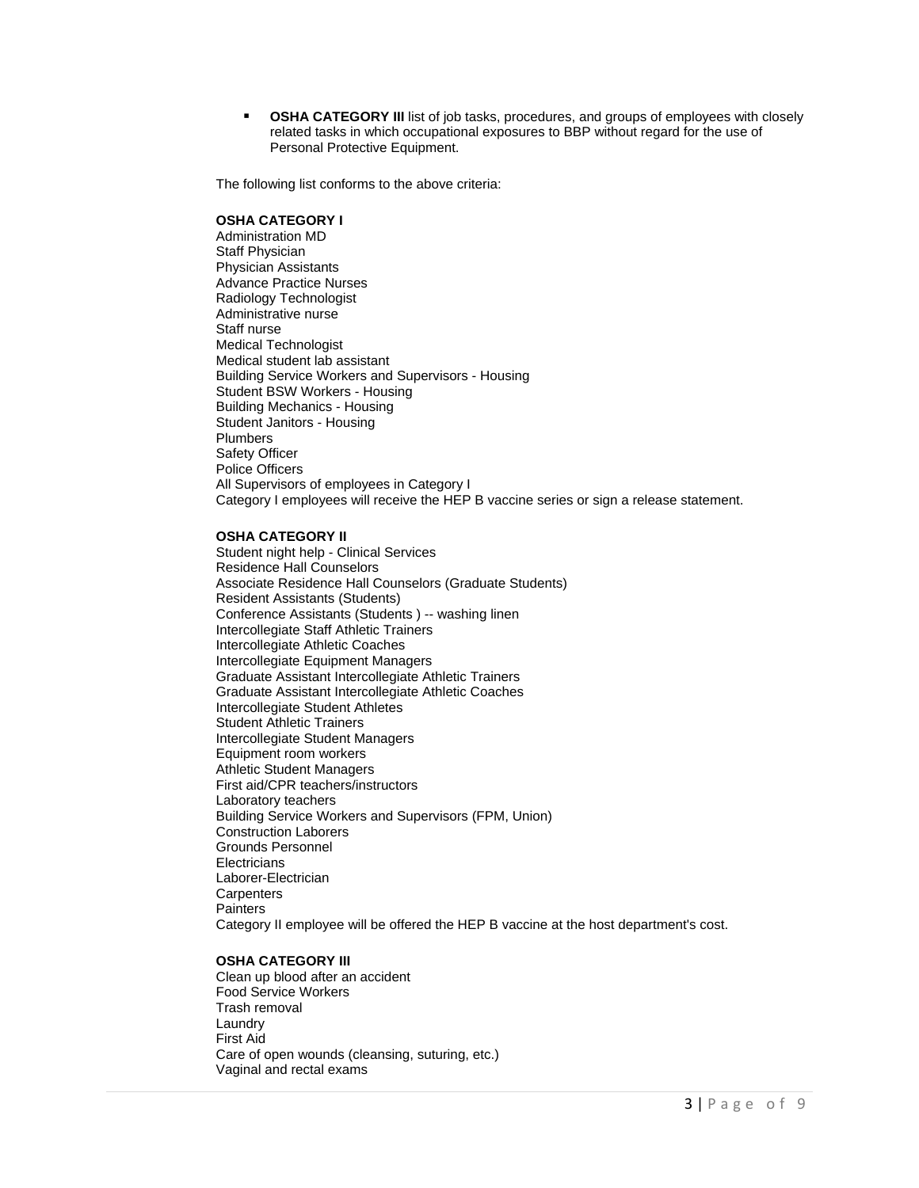- **OSHA CATEGORY III** list of job tasks, procedures, and groups of employees with closely related tasks in which occupational exposures to BBP without regard for the use of Personal Protective Equipment.

The following list conforms to the above criteria:

**OSHA CATEGORY I**

Administration MD
Staff Physician
Physician Assistants
Advance Practice Nurses
Radiology Technologist
Administrative nurse
Staff nurse
Medical Technologist
Medical student lab assistant
Building Service Workers and Supervisors - Housing
Student BSW Workers - Housing
Building Mechanics - Housing
Student Janitors - Housing
Plumbers
Safety Officer
Police Officers
All Supervisors of employees in Category I
Category I employees will receive the HEP B vaccine series or sign a release statement.

**OSHA CATEGORY II**

Student night help - Clinical Services
Residence Hall Counselors
Associate Residence Hall Counselors (Graduate Students)
Resident Assistants (Students)
Conference Assistants (Students ) -- washing linen
Intercollegiate Staff Athletic Trainers
Intercollegiate Athletic Coaches
Intercollegiate Equipment Managers
Graduate Assistant Intercollegiate Athletic Trainers
Graduate Assistant Intercollegiate Athletic Coaches
Intercollegiate Student Athletes
Student Athletic Trainers
Intercollegiate Student Managers
Equipment room workers
Athletic Student Managers
First aid/CPR teachers/instructors
Laboratory teachers
Building Service Workers and Supervisors (FPM, Union)
Construction Laborers
Grounds Personnel
Electricians
Laborer-Electrician
Carpenters
Painters
Category II employee will be offered the HEP B vaccine at the host department's cost.

**OSHA CATEGORY III**

Clean up blood after an accident
Food Service Workers
Trash removal
Laundry
First Aid
Care of open wounds (cleansing, suturing, etc.)
Vaginal and rectal exams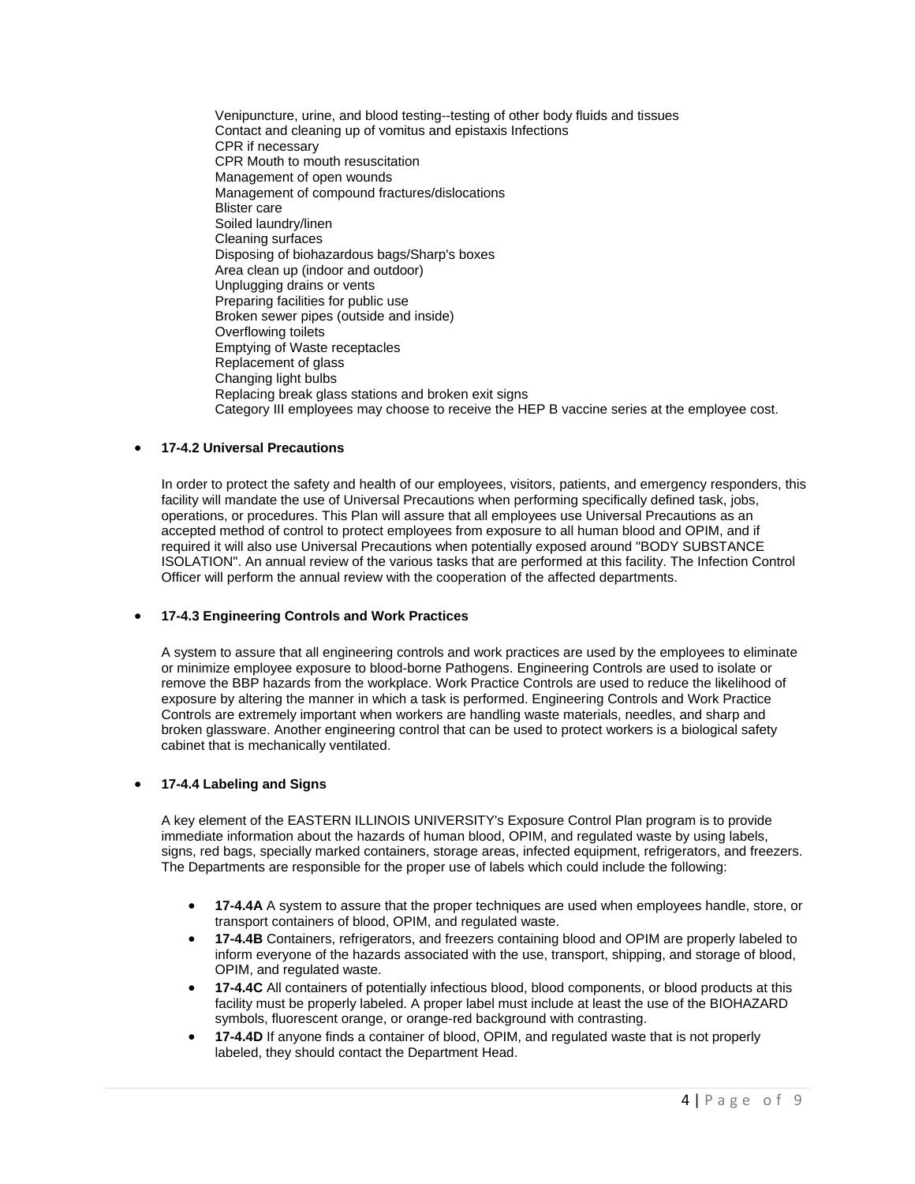Venipuncture, urine, and blood testing--testing of other body fluids and tissues
Contact and cleaning up of vomitus and epistaxis Infections
CPR if necessary
CPR Mouth to mouth resuscitation
Management of open wounds
Management of compound fractures/dislocations
Blister care
Soiled laundry/linen
Cleaning surfaces
Disposing of biohazardous bags/Sharp's boxes
Area clean up (indoor and outdoor)
Unplugging drains or vents
Preparing facilities for public use
Broken sewer pipes (outside and inside)
Overflowing toilets
Emptying of Waste receptacles
Replacement of glass
Changing light bulbs
Replacing break glass stations and broken exit signs
Category III employees may choose to receive the HEP B vaccine series at the employee cost.

- **17-4.2 Universal Precautions**

  In order to protect the safety and health of our employees, visitors, patients, and emergency responders, this facility will mandate the use of Universal Precautions when performing specifically defined task, jobs, operations, or procedures. This Plan will assure that all employees use Universal Precautions as an accepted method of control to protect employees from exposure to all human blood and OPIM, and if required it will also use Universal Precautions when potentially exposed around "BODY SUBSTANCE ISOLATION". An annual review of the various tasks that are performed at this facility. The Infection Control Officer will perform the annual review with the cooperation of the affected departments.

- **17-4.3 Engineering Controls and Work Practices**

  A system to assure that all engineering controls and work practices are used by the employees to eliminate or minimize employee exposure to blood-borne Pathogens. Engineering Controls are used to isolate or remove the BBP hazards from the workplace. Work Practice Controls are used to reduce the likelihood of exposure by altering the manner in which a task is performed. Engineering Controls and Work Practice Controls are extremely important when workers are handling waste materials, needles, and sharp and broken glassware. Another engineering control that can be used to protect workers is a biological safety cabinet that is mechanically ventilated.

- **17-4.4 Labeling and Signs**

  A key element of the EASTERN ILLINOIS UNIVERSITY's Exposure Control Plan program is to provide immediate information about the hazards of human blood, OPIM, and regulated waste by using labels, signs, red bags, specially marked containers, storage areas, infected equipment, refrigerators, and freezers. The Departments are responsible for the proper use of labels which could include the following:

  - **17-4.4A** A system to assure that the proper techniques are used when employees handle, store, or transport containers of blood, OPIM, and regulated waste.
  - **17-4.4B** Containers, refrigerators, and freezers containing blood and OPIM are properly labeled to inform everyone of the hazards associated with the use, transport, shipping, and storage of blood, OPIM, and regulated waste.
  - **17-4.4C** All containers of potentially infectious blood, blood components, or blood products at this facility must be properly labeled. A proper label must include at least the use of the BIOHAZARD symbols, fluorescent orange, or orange-red background with contrasting.
  - **17-4.4D** If anyone finds a container of blood, OPIM, and regulated waste that is not properly labeled, they should contact the Department Head.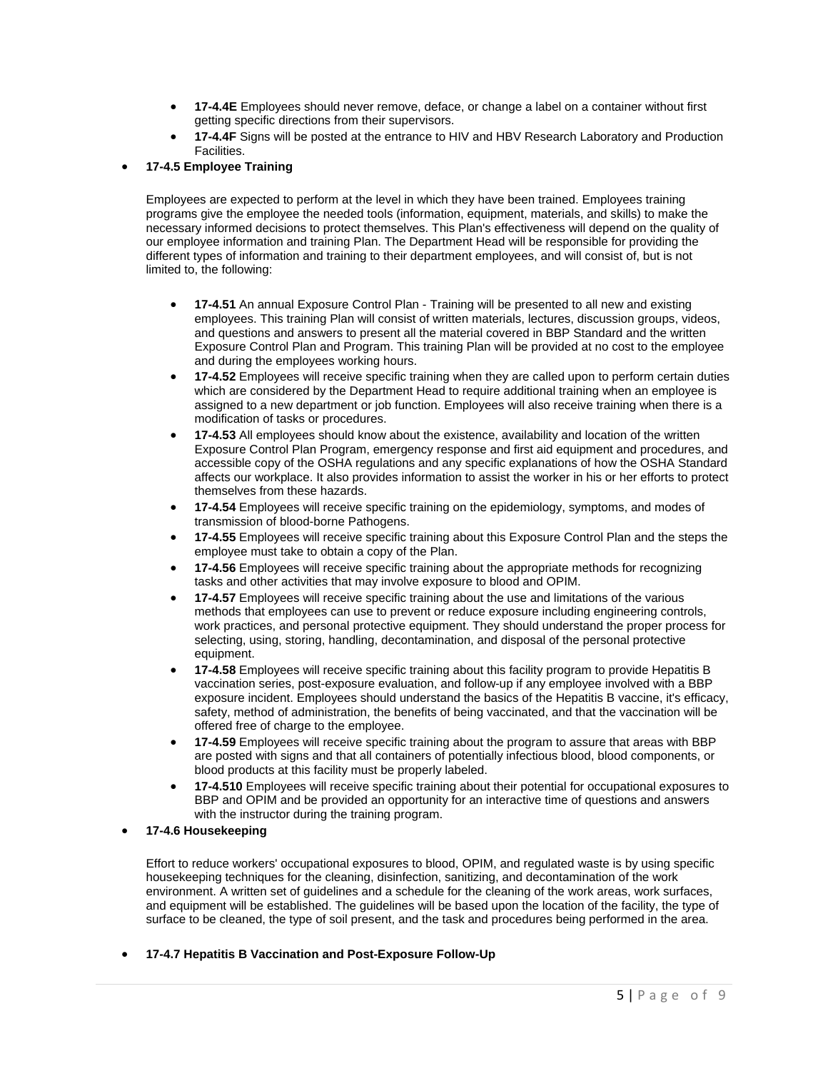- **17-4.4E** Employees should never remove, deface, or change a label on a container without first getting specific directions from their supervisors.
- **17-4.4F** Signs will be posted at the entrance to HIV and HBV Research Laboratory and Production Facilities.

- **17-4.5 Employee Training**

  Employees are expected to perform at the level in which they have been trained. Employees training programs give the employee the needed tools (information, equipment, materials, and skills) to make the necessary informed decisions to protect themselves. This Plan's effectiveness will depend on the quality of our employee information and training Plan. The Department Head will be responsible for providing the different types of information and training to their department employees, and will consist of, but is not limited to, the following:

  - **17-4.51** An annual Exposure Control Plan - Training will be presented to all new and existing employees. This training Plan will consist of written materials, lectures, discussion groups, videos, and questions and answers to present all the material covered in BBP Standard and the written Exposure Control Plan and Program. This training Plan will be provided at no cost to the employee and during the employees working hours.
  - **17-4.52** Employees will receive specific training when they are called upon to perform certain duties which are considered by the Department Head to require additional training when an employee is assigned to a new department or job function. Employees will also receive training when there is a modification of tasks or procedures.
  - **17-4.53** All employees should know about the existence, availability and location of the written Exposure Control Plan Program, emergency response and first aid equipment and procedures, and accessible copy of the OSHA regulations and any specific explanations of how the OSHA Standard affects our workplace. It also provides information to assist the worker in his or her efforts to protect themselves from these hazards.
  - **17-4.54** Employees will receive specific training on the epidemiology, symptoms, and modes of transmission of blood-borne Pathogens.
  - **17-4.55** Employees will receive specific training about this Exposure Control Plan and the steps the employee must take to obtain a copy of the Plan.
  - **17-4.56** Employees will receive specific training about the appropriate methods for recognizing tasks and other activities that may involve exposure to blood and OPIM.
  - **17-4.57** Employees will receive specific training about the use and limitations of the various methods that employees can use to prevent or reduce exposure including engineering controls, work practices, and personal protective equipment. They should understand the proper process for selecting, using, storing, handling, decontamination, and disposal of the personal protective equipment.
  - **17-4.58** Employees will receive specific training about this facility program to provide Hepatitis B vaccination series, post-exposure evaluation, and follow-up if any employee involved with a BBP exposure incident. Employees should understand the basics of the Hepatitis B vaccine, it's efficacy, safety, method of administration, the benefits of being vaccinated, and that the vaccination will be offered free of charge to the employee.
  - **17-4.59** Employees will receive specific training about the program to assure that areas with BBP are posted with signs and that all containers of potentially infectious blood, blood components, or blood products at this facility must be properly labeled.
  - **17-4.510** Employees will receive specific training about their potential for occupational exposures to BBP and OPIM and be provided an opportunity for an interactive time of questions and answers with the instructor during the training program.

- **17-4.6 Housekeeping**

  Effort to reduce workers' occupational exposures to blood, OPIM, and regulated waste is by using specific housekeeping techniques for the cleaning, disinfection, sanitizing, and decontamination of the work environment. A written set of guidelines and a schedule for the cleaning of the work areas, work surfaces, and equipment will be established. The guidelines will be based upon the location of the facility, the type of surface to be cleaned, the type of soil present, and the task and procedures being performed in the area.

- **17-4.7 Hepatitis B Vaccination and Post-Exposure Follow-Up**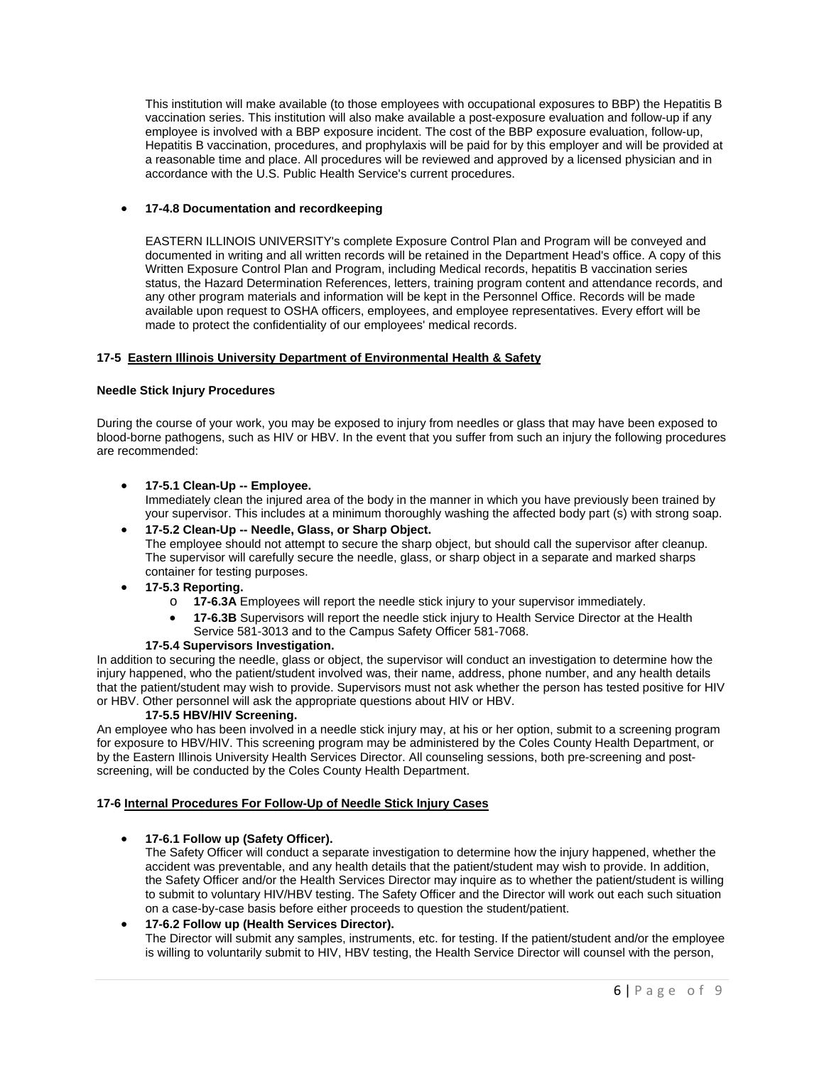This institution will make available (to those employees with occupational exposures to BBP) the Hepatitis B vaccination series. This institution will also make available a post-exposure evaluation and follow-up if any employee is involved with a BBP exposure incident. The cost of the BBP exposure evaluation, follow-up, Hepatitis B vaccination, procedures, and prophylaxis will be paid for by this employer and will be provided at a reasonable time and place. All procedures will be reviewed and approved by a licensed physician and in accordance with the U.S. Public Health Service's current procedures.

- **17-4.8 Documentation and recordkeeping**

  EASTERN ILLINOIS UNIVERSITY's complete Exposure Control Plan and Program will be conveyed and documented in writing and all written records will be retained in the Department Head's office. A copy of this Written Exposure Control Plan and Program, including Medical records, hepatitis B vaccination series status, the Hazard Determination References, letters, training program content and attendance records, and any other program materials and information will be kept in the Personnel Office. Records will be made available upon request to OSHA officers, employees, and employee representatives. Every effort will be made to protect the confidentiality of our employees' medical records.

## 17-5 Eastern Illinois University Department of Environmental Health & Safety

**Needle Stick Injury Procedures**

During the course of your work, you may be exposed to injury from needles or glass that may have been exposed to blood-borne pathogens, such as HIV or HBV. In the event that you suffer from such an injury the following procedures are recommended:

- **17-5.1 Clean-Up -- Employee.**
  Immediately clean the injured area of the body in the manner in which you have previously been trained by your supervisor. This includes at a minimum thoroughly washing the affected body part (s) with strong soap.
- **17-5.2 Clean-Up -- Needle, Glass, or Sharp Object.**
  The employee should not attempt to secure the sharp object, but should call the supervisor after cleanup. The supervisor will carefully secure the needle, glass, or sharp object in a separate and marked sharps container for testing purposes.
- **17-5.3 Reporting.**
  - **17-6.3A** Employees will report the needle stick injury to your supervisor immediately.
  - **17-6.3B** Supervisors will report the needle stick injury to Health Service Director at the Health Service 581-3013 and to the Campus Safety Officer 581-7068.

**17-5.4 Supervisors Investigation.**

In addition to securing the needle, glass or object, the supervisor will conduct an investigation to determine how the injury happened, who the patient/student involved was, their name, address, phone number, and any health details that the patient/student may wish to provide. Supervisors must not ask whether the person has tested positive for HIV or HBV. Other personnel will ask the appropriate questions about HIV or HBV.

**17-5.5 HBV/HIV Screening.**

An employee who has been involved in a needle stick injury may, at his or her option, submit to a screening program for exposure to HBV/HIV. This screening program may be administered by the Coles County Health Department, or by the Eastern Illinois University Health Services Director. All counseling sessions, both pre-screening and post-screening, will be conducted by the Coles County Health Department.

## 17-6 Internal Procedures For Follow-Up of Needle Stick Injury Cases

- **17-6.1 Follow up (Safety Officer).**
  The Safety Officer will conduct a separate investigation to determine how the injury happened, whether the accident was preventable, and any health details that the patient/student may wish to provide. In addition, the Safety Officer and/or the Health Services Director may inquire as to whether the patient/student is willing to submit to voluntary HIV/HBV testing. The Safety Officer and the Director will work out each such situation on a case-by-case basis before either proceeds to question the student/patient.
- **17-6.2 Follow up (Health Services Director).**
  The Director will submit any samples, instruments, etc. for testing. If the patient/student and/or the employee is willing to voluntarily submit to HIV, HBV testing, the Health Service Director will counsel with the person,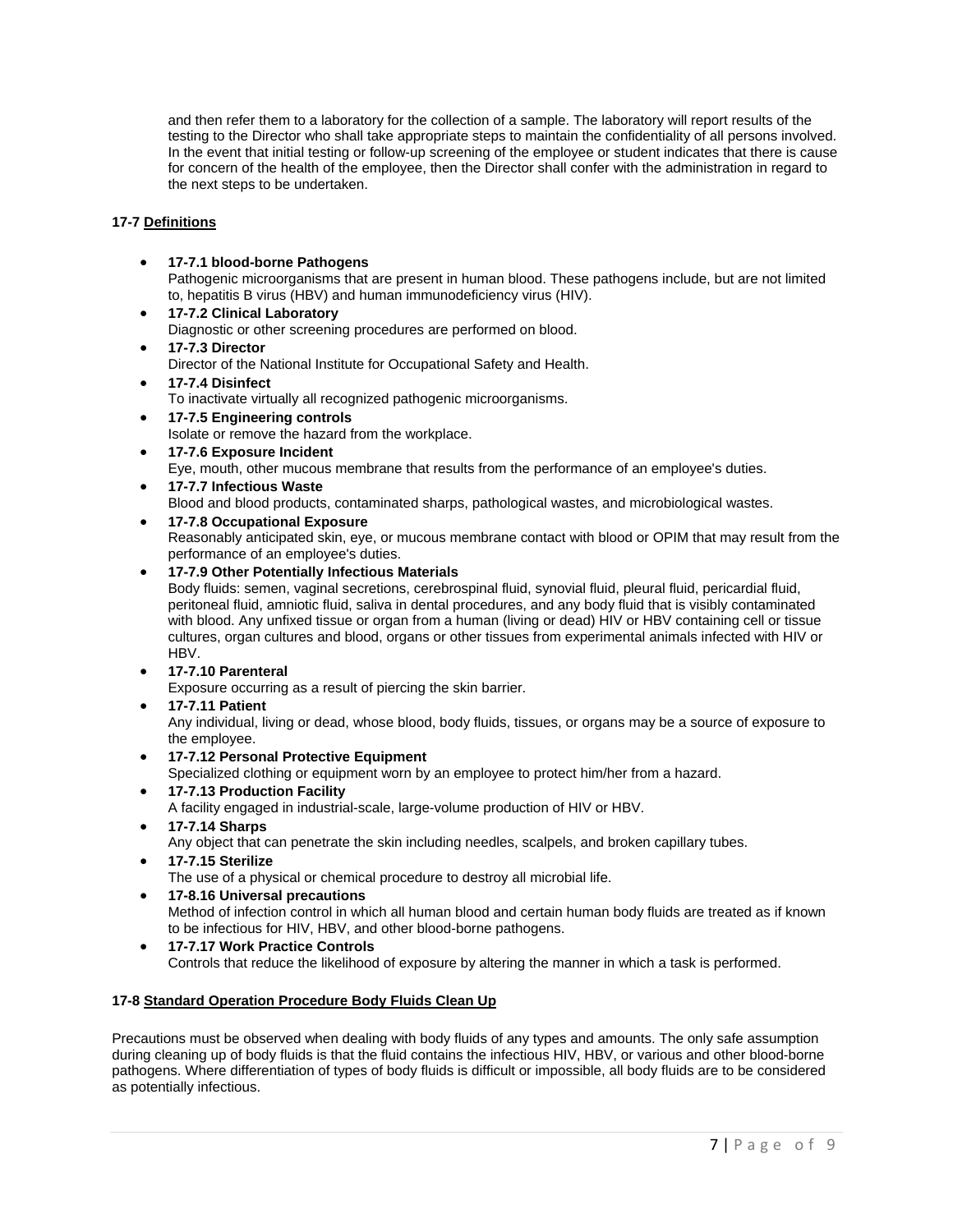and then refer them to a laboratory for the collection of a sample. The laboratory will report results of the testing to the Director who shall take appropriate steps to maintain the confidentiality of all persons involved. In the event that initial testing or follow-up screening of the employee or student indicates that there is cause for concern of the health of the employee, then the Director shall confer with the administration in regard to the next steps to be undertaken.

**17-7 Definitions**

- **17-7.1 blood-borne Pathogens**
  Pathogenic microorganisms that are present in human blood. These pathogens include, but are not limited to, hepatitis B virus (HBV) and human immunodeficiency virus (HIV).
- **17-7.2 Clinical Laboratory**
  Diagnostic or other screening procedures are performed on blood.
- **17-7.3 Director**
  Director of the National Institute for Occupational Safety and Health.
- **17-7.4 Disinfect**
  To inactivate virtually all recognized pathogenic microorganisms.
- **17-7.5 Engineering controls**
  Isolate or remove the hazard from the workplace.
- **17-7.6 Exposure Incident**
  Eye, mouth, other mucous membrane that results from the performance of an employee's duties.
- **17-7.7 Infectious Waste**
  Blood and blood products, contaminated sharps, pathological wastes, and microbiological wastes.
- **17-7.8 Occupational Exposure**
  Reasonably anticipated skin, eye, or mucous membrane contact with blood or OPIM that may result from the performance of an employee's duties.
- **17-7.9 Other Potentially Infectious Materials**
  Body fluids: semen, vaginal secretions, cerebrospinal fluid, synovial fluid, pleural fluid, pericardial fluid, peritoneal fluid, amniotic fluid, saliva in dental procedures, and any body fluid that is visibly contaminated with blood. Any unfixed tissue or organ from a human (living or dead) HIV or HBV containing cell or tissue cultures, organ cultures and blood, organs or other tissues from experimental animals infected with HIV or HBV.
- **17-7.10 Parenteral**
  Exposure occurring as a result of piercing the skin barrier.
- **17-7.11 Patient**
  Any individual, living or dead, whose blood, body fluids, tissues, or organs may be a source of exposure to the employee.
- **17-7.12 Personal Protective Equipment**
  Specialized clothing or equipment worn by an employee to protect him/her from a hazard.
- **17-7.13 Production Facility**
  A facility engaged in industrial-scale, large-volume production of HIV or HBV.
- **17-7.14 Sharps**
  Any object that can penetrate the skin including needles, scalpels, and broken capillary tubes.
- **17-7.15 Sterilize**
  The use of a physical or chemical procedure to destroy all microbial life.
- **17-8.16 Universal precautions**
  Method of infection control in which all human blood and certain human body fluids are treated as if known to be infectious for HIV, HBV, and other blood-borne pathogens.
- **17-7.17 Work Practice Controls**
  Controls that reduce the likelihood of exposure by altering the manner in which a task is performed.

**17-8 Standard Operation Procedure Body Fluids Clean Up**

Precautions must be observed when dealing with body fluids of any types and amounts. The only safe assumption during cleaning up of body fluids is that the fluid contains the infectious HIV, HBV, or various and other blood-borne pathogens. Where differentiation of types of body fluids is difficult or impossible, all body fluids are to be considered as potentially infectious.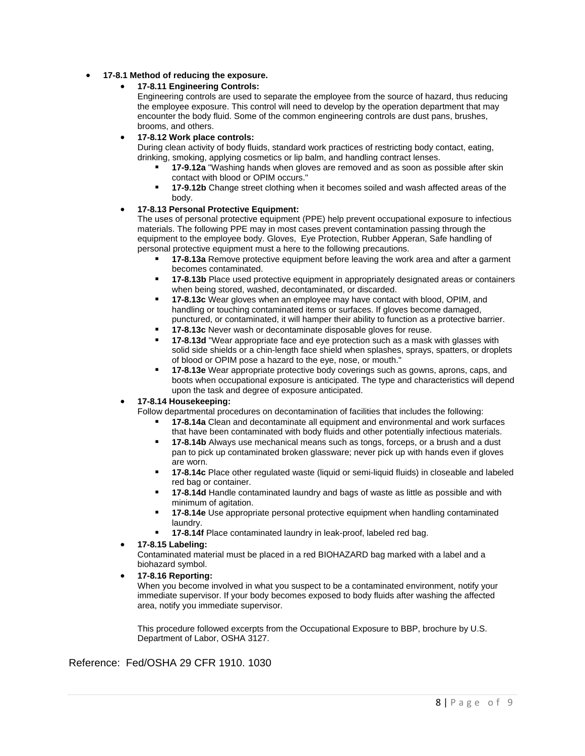- **17-8.1 Method of reducing the exposure.**
  - **17-8.11 Engineering Controls:**
    Engineering controls are used to separate the employee from the source of hazard, thus reducing the employee exposure. This control will need to develop by the operation department that may encounter the body fluid. Some of the common engineering controls are dust pans, brushes, brooms, and others.
  - **17-8.12 Work place controls:**
    During clean activity of body fluids, standard work practices of restricting body contact, eating, drinking, smoking, applying cosmetics or lip balm, and handling contract lenses.
    - **17-9.12a** "Washing hands when gloves are removed and as soon as possible after skin contact with blood or OPIM occurs."
    - **17-9.12b** Change street clothing when it becomes soiled and wash affected areas of the body.
  - **17-8.13 Personal Protective Equipment:**
    The uses of personal protective equipment (PPE) help prevent occupational exposure to infectious materials. The following PPE may in most cases prevent contamination passing through the equipment to the employee body. Gloves, Eye Protection, Rubber Apperan, Safe handling of personal protective equipment must a here to the following precautions.
    - **17-8.13a** Remove protective equipment before leaving the work area and after a garment becomes contaminated.
    - **17-8.13b** Place used protective equipment in appropriately designated areas or containers when being stored, washed, decontaminated, or discarded.
    - **17-8.13c** Wear gloves when an employee may have contact with blood, OPIM, and handling or touching contaminated items or surfaces. If gloves become damaged, punctured, or contaminated, it will hamper their ability to function as a protective barrier.
    - **17-8.13c** Never wash or decontaminate disposable gloves for reuse.
    - **17-8.13d** "Wear appropriate face and eye protection such as a mask with glasses with solid side shields or a chin-length face shield when splashes, sprays, spatters, or droplets of blood or OPIM pose a hazard to the eye, nose, or mouth."
    - **17-8.13e** Wear appropriate protective body coverings such as gowns, aprons, caps, and boots when occupational exposure is anticipated. The type and characteristics will depend upon the task and degree of exposure anticipated.
  - **17-8.14 Housekeeping:**
    Follow departmental procedures on decontamination of facilities that includes the following:
    - **17-8.14a** Clean and decontaminate all equipment and environmental and work surfaces that have been contaminated with body fluids and other potentially infectious materials.
    - **17-8.14b** Always use mechanical means such as tongs, forceps, or a brush and a dust pan to pick up contaminated broken glassware; never pick up with hands even if gloves are worn.
    - **17-8.14c** Place other regulated waste (liquid or semi-liquid fluids) in closeable and labeled red bag or container.
    - **17-8.14d** Handle contaminated laundry and bags of waste as little as possible and with minimum of agitation.
    - **17-8.14e** Use appropriate personal protective equipment when handling contaminated laundry.
    - **17-8.14f** Place contaminated laundry in leak-proof, labeled red bag.
  - **17-8.15 Labeling:**
    Contaminated material must be placed in a red BIOHAZARD bag marked with a label and a biohazard symbol.
  - **17-8.16 Reporting:**
    When you become involved in what you suspect to be a contaminated environment, notify your immediate supervisor. If your body becomes exposed to body fluids after washing the affected area, notify you immediate supervisor.

    This procedure followed excerpts from the Occupational Exposure to BBP, brochure by U.S. Department of Labor, OSHA 3127.

Reference: Fed/OSHA 29 CFR 1910. 1030